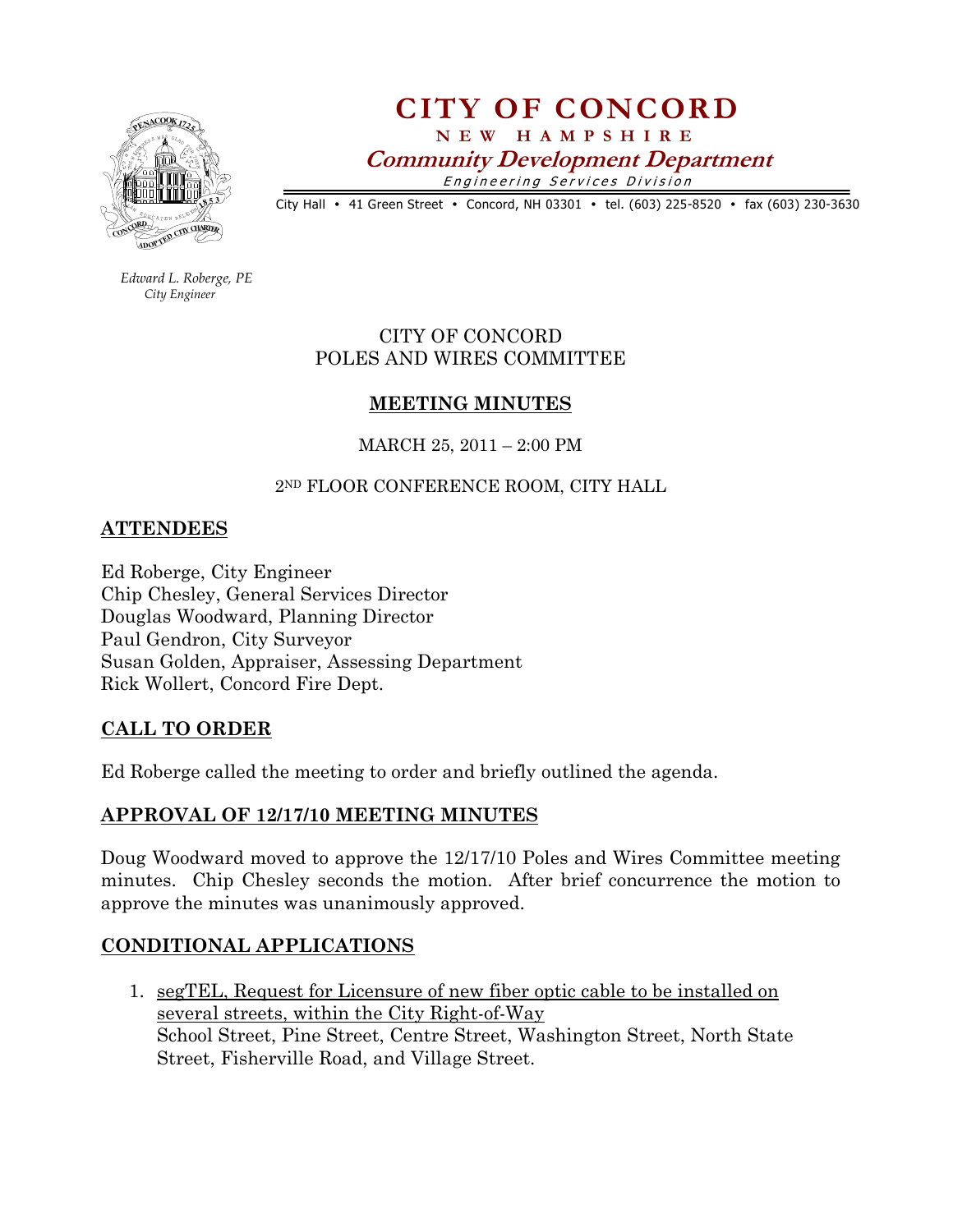# CITY OF CONCORD

**NEW HAMPSHIRE**

***Community Development Department***

*Engineering Services Division*

City Hall • 41 Green Street • Concord, NH 03301 • tel. (603) 225-8520 • fax (603) 230-3630

*Edward L. Roberge, PE*
*City Engineer*

CITY OF CONCORD
POLES AND WIRES COMMITTEE

## MEETING MINUTES

MARCH 25, 2011 – 2:00 PM

2ND FLOOR CONFERENCE ROOM, CITY HALL

## ATTENDEES

Ed Roberge, City Engineer
Chip Chesley, General Services Director
Douglas Woodward, Planning Director
Paul Gendron, City Surveyor
Susan Golden, Appraiser, Assessing Department
Rick Wollert, Concord Fire Dept.

## CALL TO ORDER

Ed Roberge called the meeting to order and briefly outlined the agenda.

## APPROVAL OF 12/17/10 MEETING MINUTES

Doug Woodward moved to approve the 12/17/10 Poles and Wires Committee meeting minutes. Chip Chesley seconds the motion. After brief concurrence the motion to approve the minutes was unanimously approved.

## CONDITIONAL APPLICATIONS

1. segTEL, Request for Licensure of new fiber optic cable to be installed on several streets, within the City Right-of-Way
   School Street, Pine Street, Centre Street, Washington Street, North State Street, Fisherville Road, and Village Street.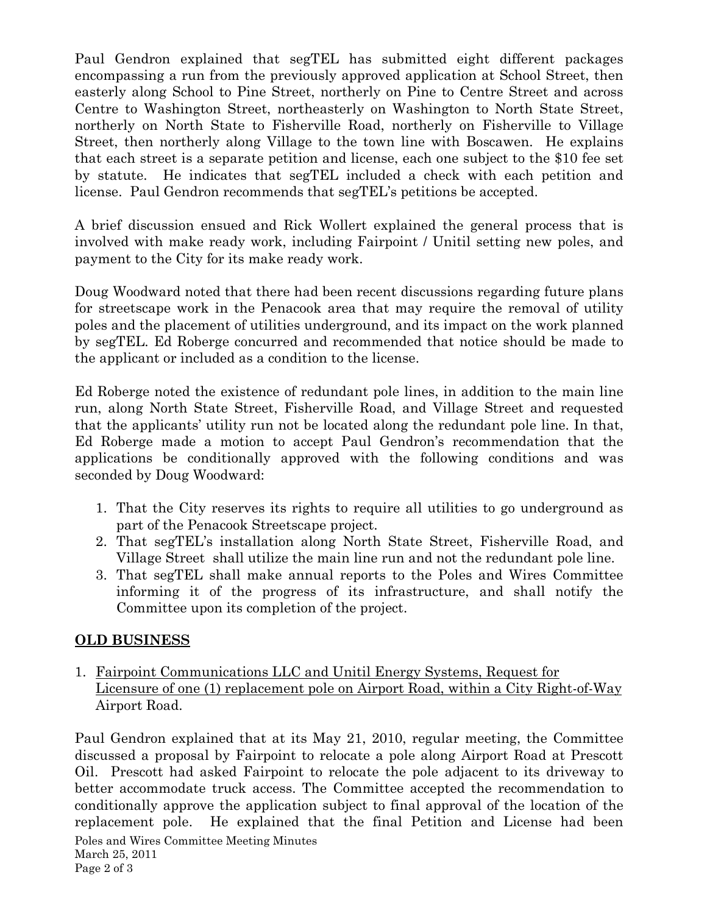Paul Gendron explained that segTEL has submitted eight different packages encompassing a run from the previously approved application at School Street, then easterly along School to Pine Street, northerly on Pine to Centre Street and across Centre to Washington Street, northeasterly on Washington to North State Street, northerly on North State to Fisherville Road, northerly on Fisherville to Village Street, then northerly along Village to the town line with Boscawen. He explains that each street is a separate petition and license, each one subject to the $10 fee set by statute. He indicates that segTEL included a check with each petition and license. Paul Gendron recommends that segTEL's petitions be accepted.

A brief discussion ensued and Rick Wollert explained the general process that is involved with make ready work, including Fairpoint / Unitil setting new poles, and payment to the City for its make ready work.

Doug Woodward noted that there had been recent discussions regarding future plans for streetscape work in the Penacook area that may require the removal of utility poles and the placement of utilities underground, and its impact on the work planned by segTEL. Ed Roberge concurred and recommended that notice should be made to the applicant or included as a condition to the license.

Ed Roberge noted the existence of redundant pole lines, in addition to the main line run, along North State Street, Fisherville Road, and Village Street and requested that the applicants' utility run not be located along the redundant pole line. In that, Ed Roberge made a motion to accept Paul Gendron's recommendation that the applications be conditionally approved with the following conditions and was seconded by Doug Woodward:

1. That the City reserves its rights to require all utilities to go underground as part of the Penacook Streetscape project.
2. That segTEL's installation along North State Street, Fisherville Road, and Village Street shall utilize the main line run and not the redundant pole line.
3. That segTEL shall make annual reports to the Poles and Wires Committee informing it of the progress of its infrastructure, and shall notify the Committee upon its completion of the project.

## OLD BUSINESS

1. Fairpoint Communications LLC and Unitil Energy Systems, Request for Licensure of one (1) replacement pole on Airport Road, within a City Right-of-Way Airport Road.

Paul Gendron explained that at its May 21, 2010, regular meeting, the Committee discussed a proposal by Fairpoint to relocate a pole along Airport Road at Prescott Oil. Prescott had asked Fairpoint to relocate the pole adjacent to its driveway to better accommodate truck access. The Committee accepted the recommendation to conditionally approve the application subject to final approval of the location of the replacement pole. He explained that the final Petition and License had been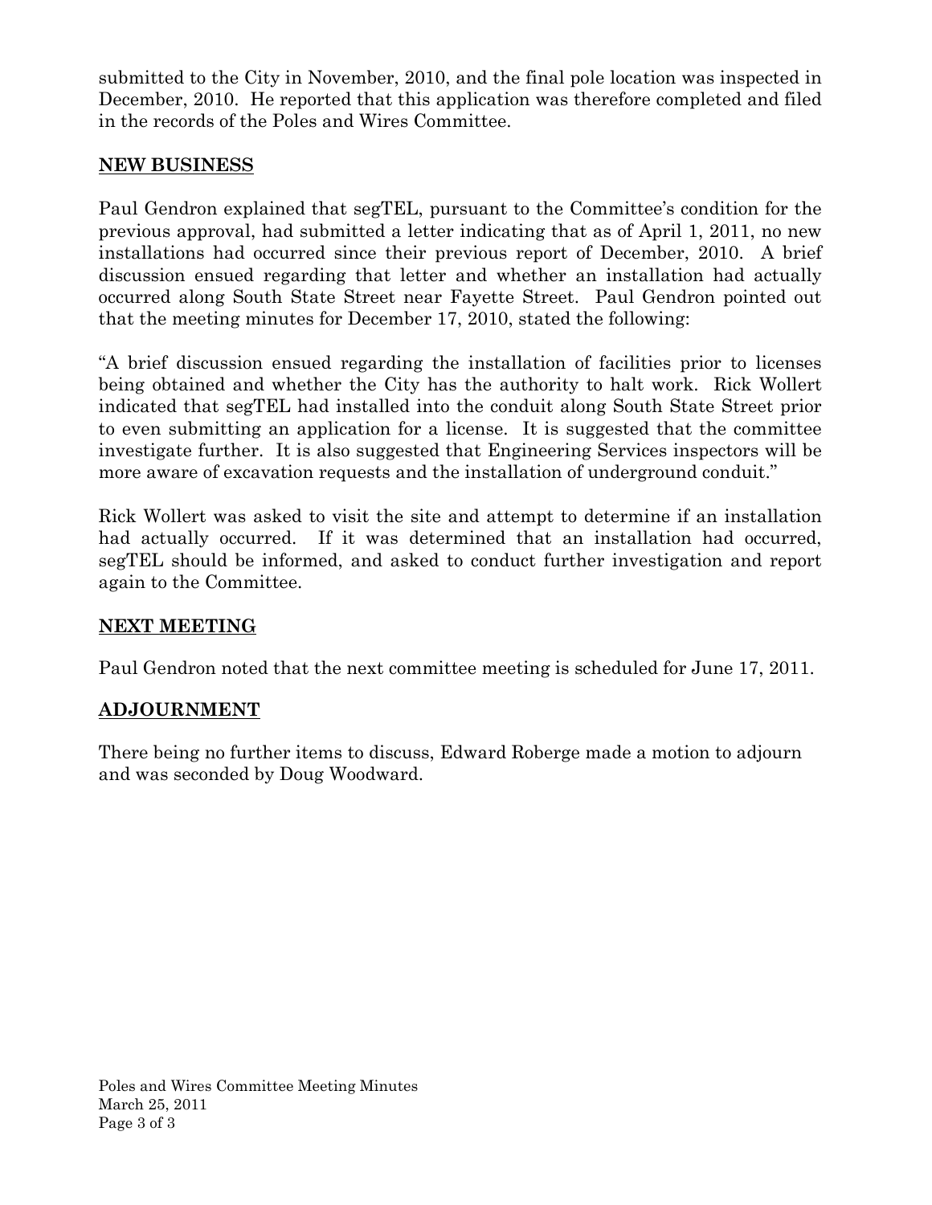submitted to the City in November, 2010, and the final pole location was inspected in December, 2010. He reported that this application was therefore completed and filed in the records of the Poles and Wires Committee.

## NEW BUSINESS

Paul Gendron explained that segTEL, pursuant to the Committee's condition for the previous approval, had submitted a letter indicating that as of April 1, 2011, no new installations had occurred since their previous report of December, 2010. A brief discussion ensued regarding that letter and whether an installation had actually occurred along South State Street near Fayette Street. Paul Gendron pointed out that the meeting minutes for December 17, 2010, stated the following:

"A brief discussion ensued regarding the installation of facilities prior to licenses being obtained and whether the City has the authority to halt work. Rick Wollert indicated that segTEL had installed into the conduit along South State Street prior to even submitting an application for a license. It is suggested that the committee investigate further. It is also suggested that Engineering Services inspectors will be more aware of excavation requests and the installation of underground conduit."

Rick Wollert was asked to visit the site and attempt to determine if an installation had actually occurred. If it was determined that an installation had occurred, segTEL should be informed, and asked to conduct further investigation and report again to the Committee.

## NEXT MEETING

Paul Gendron noted that the next committee meeting is scheduled for June 17, 2011.

## ADJOURNMENT

There being no further items to discuss, Edward Roberge made a motion to adjourn and was seconded by Doug Woodward.